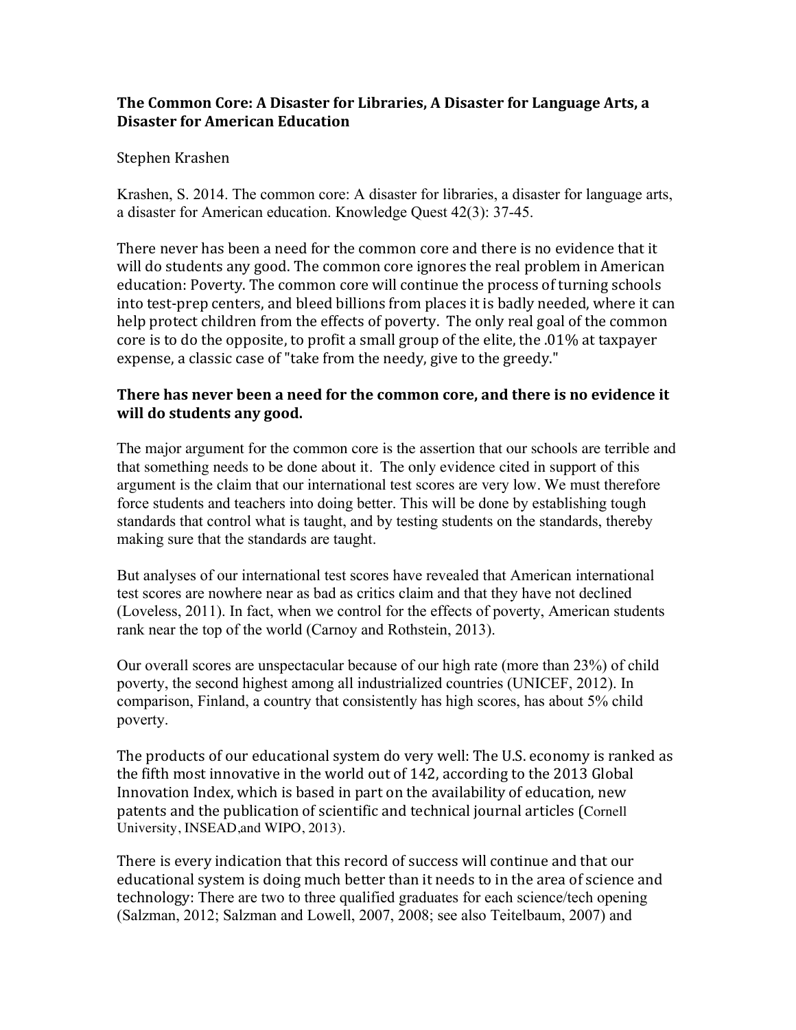**The Common Core: A Disaster for Libraries, A Disaster for Language Arts, a Disaster for American Education**

Stephen Krashen

Krashen, S. 2014. The common core: A disaster for libraries, a disaster for language arts, a disaster for American education. Knowledge Quest 42(3): 37-45.

There never has been a need for the common core and there is no evidence that it will do students any good. The common core ignores the real problem in American education: Poverty. The common core will continue the process of turning schools into test-prep centers, and bleed billions from places it is badly needed, where it can help protect children from the effects of poverty. The only real goal of the common core is to do the opposite, to profit a small group of the elite, the .01% at taxpayer expense, a classic case of "take from the needy, give to the greedy."

### There has never been a need for the common core, and there is no evidence it will do students any good.

The major argument for the common core is the assertion that our schools are terrible and that something needs to be done about it. The only evidence cited in support of this argument is the claim that our international test scores are very low. We must therefore force students and teachers into doing better. This will be done by establishing tough standards that control what is taught, and by testing students on the standards, thereby making sure that the standards are taught.

But analyses of our international test scores have revealed that American international test scores are nowhere near as bad as critics claim and that they have not declined (Loveless, 2011). In fact, when we control for the effects of poverty, American students rank near the top of the world (Carnoy and Rothstein, 2013).

Our overall scores are unspectacular because of our high rate (more than 23%) of child poverty, the second highest among all industrialized countries (UNICEF, 2012). In comparison, Finland, a country that consistently has high scores, has about 5% child poverty.

The products of our educational system do very well: The U.S. economy is ranked as the fifth most innovative in the world out of 142, according to the 2013 Global Innovation Index, which is based in part on the availability of education, new patents and the publication of scientific and technical journal articles (Cornell University, INSEAD,and WIPO, 2013).

There is every indication that this record of success will continue and that our educational system is doing much better than it needs to in the area of science and technology: There are two to three qualified graduates for each science/tech opening (Salzman, 2012; Salzman and Lowell, 2007, 2008; see also Teitelbaum, 2007) and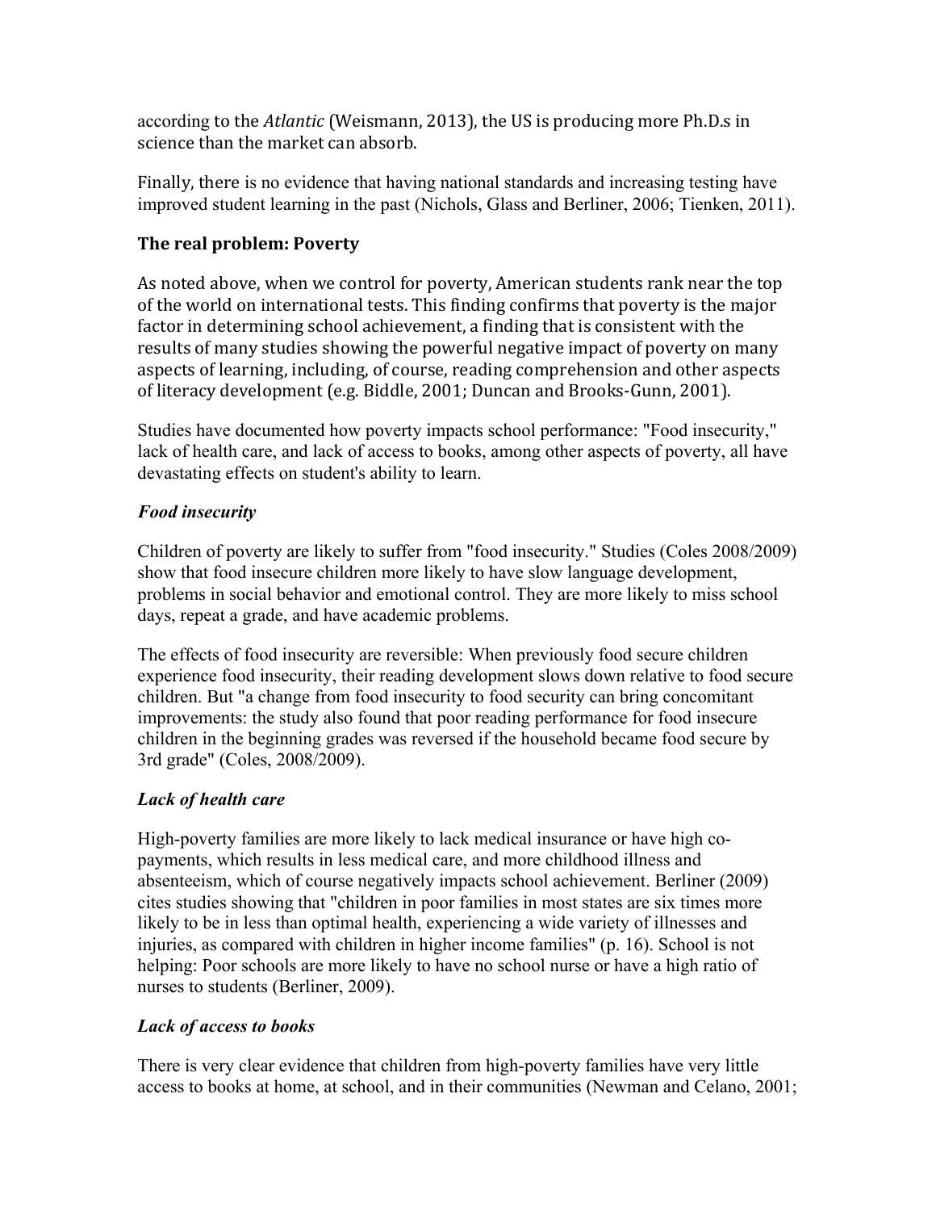according to the *Atlantic* (Weismann, 2013), the US is producing more Ph.D.s in science than the market can absorb.

Finally, there is no evidence that having national standards and increasing testing have improved student learning in the past (Nichols, Glass and Berliner, 2006; Tienken, 2011).

## The real problem: Poverty

As noted above, when we control for poverty, American students rank near the top of the world on international tests. This finding confirms that poverty is the major factor in determining school achievement, a finding that is consistent with the results of many studies showing the powerful negative impact of poverty on many aspects of learning, including, of course, reading comprehension and other aspects of literacy development (e.g. Biddle, 2001; Duncan and Brooks-Gunn, 2001).

Studies have documented how poverty impacts school performance: "Food insecurity," lack of health care, and lack of access to books, among other aspects of poverty, all have devastating effects on student's ability to learn.

### *Food insecurity*

Children of poverty are likely to suffer from "food insecurity." Studies (Coles 2008/2009) show that food insecure children more likely to have slow language development, problems in social behavior and emotional control. They are more likely to miss school days, repeat a grade, and have academic problems.

The effects of food insecurity are reversible: When previously food secure children experience food insecurity, their reading development slows down relative to food secure children. But "a change from food insecurity to food security can bring concomitant improvements: the study also found that poor reading performance for food insecure children in the beginning grades was reversed if the household became food secure by 3rd grade" (Coles, 2008/2009).

### *Lack of health care*

High-poverty families are more likely to lack medical insurance or have high co-payments, which results in less medical care, and more childhood illness and absenteeism, which of course negatively impacts school achievement. Berliner (2009) cites studies showing that "children in poor families in most states are six times more likely to be in less than optimal health, experiencing a wide variety of illnesses and injuries, as compared with children in higher income families" (p. 16). School is not helping: Poor schools are more likely to have no school nurse or have a high ratio of nurses to students (Berliner, 2009).

### *Lack of access to books*

There is very clear evidence that children from high-poverty families have very little access to books at home, at school, and in their communities (Newman and Celano, 2001;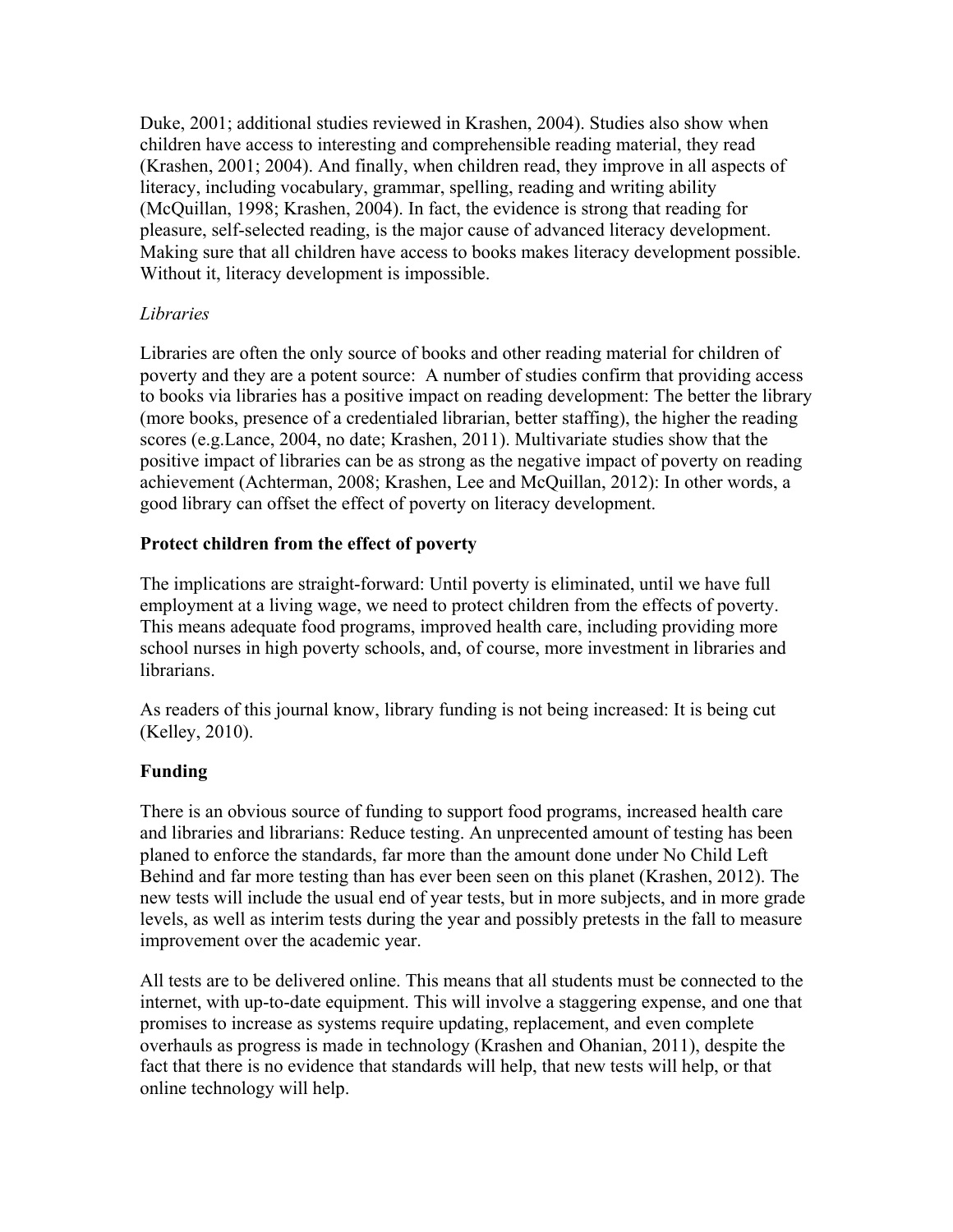Duke, 2001; additional studies reviewed in Krashen, 2004). Studies also show when children have access to interesting and comprehensible reading material, they read (Krashen, 2001; 2004). And finally, when children read, they improve in all aspects of literacy, including vocabulary, grammar, spelling, reading and writing ability (McQuillan, 1998; Krashen, 2004). In fact, the evidence is strong that reading for pleasure, self-selected reading, is the major cause of advanced literacy development. Making sure that all children have access to books makes literacy development possible. Without it, literacy development is impossible.

*Libraries*

Libraries are often the only source of books and other reading material for children of poverty and they are a potent source: A number of studies confirm that providing access to books via libraries has a positive impact on reading development: The better the library (more books, presence of a credentialed librarian, better staffing), the higher the reading scores (e.g.Lance, 2004, no date; Krashen, 2011). Multivariate studies show that the positive impact of libraries can be as strong as the negative impact of poverty on reading achievement (Achterman, 2008; Krashen, Lee and McQuillan, 2012): In other words, a good library can offset the effect of poverty on literacy development.

**Protect children from the effect of poverty**

The implications are straight-forward: Until poverty is eliminated, until we have full employment at a living wage, we need to protect children from the effects of poverty. This means adequate food programs, improved health care, including providing more school nurses in high poverty schools, and, of course, more investment in libraries and librarians.

As readers of this journal know, library funding is not being increased: It is being cut (Kelley, 2010).

**Funding**

There is an obvious source of funding to support food programs, increased health care and libraries and librarians: Reduce testing. An unprecented amount of testing has been planed to enforce the standards, far more than the amount done under No Child Left Behind and far more testing than has ever been seen on this planet (Krashen, 2012). The new tests will include the usual end of year tests, but in more subjects, and in more grade levels, as well as interim tests during the year and possibly pretests in the fall to measure improvement over the academic year.

All tests are to be delivered online. This means that all students must be connected to the internet, with up-to-date equipment. This will involve a staggering expense, and one that promises to increase as systems require updating, replacement, and even complete overhauls as progress is made in technology (Krashen and Ohanian, 2011), despite the fact that there is no evidence that standards will help, that new tests will help, or that online technology will help.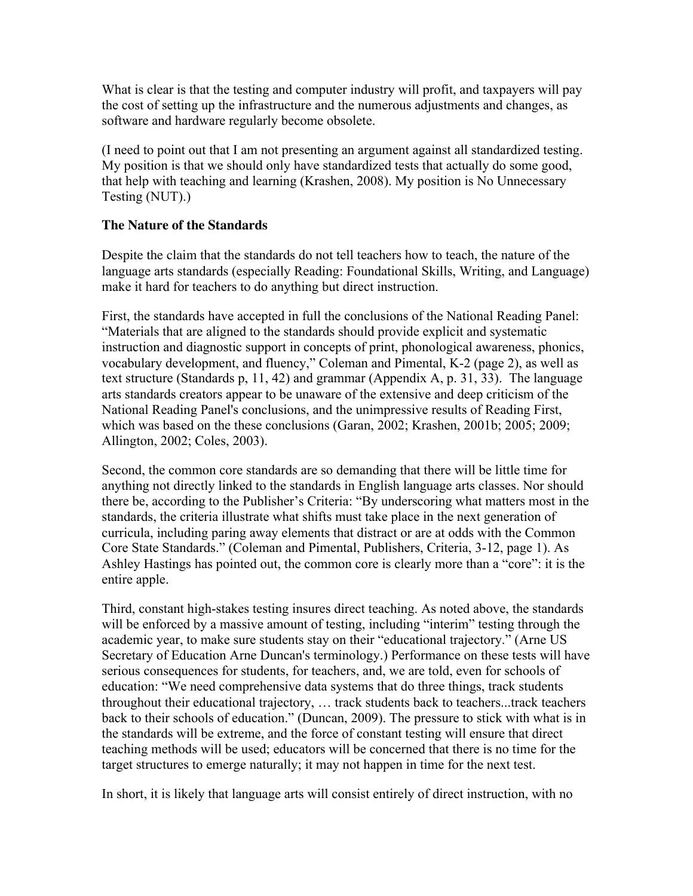What is clear is that the testing and computer industry will profit, and taxpayers will pay the cost of setting up the infrastructure and the numerous adjustments and changes, as software and hardware regularly become obsolete.

(I need to point out that I am not presenting an argument against all standardized testing. My position is that we should only have standardized tests that actually do some good, that help with teaching and learning (Krashen, 2008). My position is No Unnecessary Testing (NUT).)

**The Nature of the Standards**

Despite the claim that the standards do not tell teachers how to teach, the nature of the language arts standards (especially Reading: Foundational Skills, Writing, and Language) make it hard for teachers to do anything but direct instruction.

First, the standards have accepted in full the conclusions of the National Reading Panel: "Materials that are aligned to the standards should provide explicit and systematic instruction and diagnostic support in concepts of print, phonological awareness, phonics, vocabulary development, and fluency," Coleman and Pimental, K-2 (page 2), as well as text structure (Standards p, 11, 42) and grammar (Appendix A, p. 31, 33). The language arts standards creators appear to be unaware of the extensive and deep criticism of the National Reading Panel's conclusions, and the unimpressive results of Reading First, which was based on the these conclusions (Garan, 2002; Krashen, 2001b; 2005; 2009; Allington, 2002; Coles, 2003).

Second, the common core standards are so demanding that there will be little time for anything not directly linked to the standards in English language arts classes. Nor should there be, according to the Publisher's Criteria: "By underscoring what matters most in the standards, the criteria illustrate what shifts must take place in the next generation of curricula, including paring away elements that distract or are at odds with the Common Core State Standards." (Coleman and Pimental, Publishers, Criteria, 3-12, page 1). As Ashley Hastings has pointed out, the common core is clearly more than a "core": it is the entire apple.

Third, constant high-stakes testing insures direct teaching. As noted above, the standards will be enforced by a massive amount of testing, including "interim" testing through the academic year, to make sure students stay on their "educational trajectory." (Arne US Secretary of Education Arne Duncan's terminology.) Performance on these tests will have serious consequences for students, for teachers, and, we are told, even for schools of education: "We need comprehensive data systems that do three things, track students throughout their educational trajectory, … track students back to teachers...track teachers back to their schools of education." (Duncan, 2009). The pressure to stick with what is in the standards will be extreme, and the force of constant testing will ensure that direct teaching methods will be used; educators will be concerned that there is no time for the target structures to emerge naturally; it may not happen in time for the next test.

In short, it is likely that language arts will consist entirely of direct instruction, with no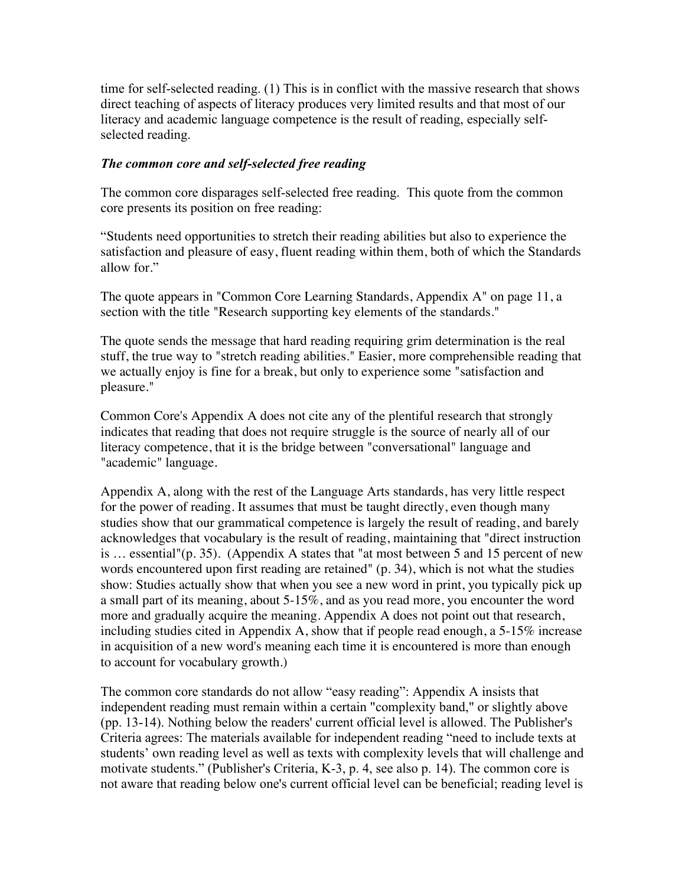time for self-selected reading. (1) This is in conflict with the massive research that shows direct teaching of aspects of literacy produces very limited results and that most of our literacy and academic language competence is the result of reading, especially self-selected reading.

***The common core and self-selected free reading***

The common core disparages self-selected free reading. This quote from the common core presents its position on free reading:

"Students need opportunities to stretch their reading abilities but also to experience the satisfaction and pleasure of easy, fluent reading within them, both of which the Standards allow for."

The quote appears in "Common Core Learning Standards, Appendix A" on page 11, a section with the title "Research supporting key elements of the standards."

The quote sends the message that hard reading requiring grim determination is the real stuff, the true way to "stretch reading abilities." Easier, more comprehensible reading that we actually enjoy is fine for a break, but only to experience some "satisfaction and pleasure."

Common Core's Appendix A does not cite any of the plentiful research that strongly indicates that reading that does not require struggle is the source of nearly all of our literacy competence, that it is the bridge between "conversational" language and "academic" language.

Appendix A, along with the rest of the Language Arts standards, has very little respect for the power of reading. It assumes that must be taught directly, even though many studies show that our grammatical competence is largely the result of reading, and barely acknowledges that vocabulary is the result of reading, maintaining that "direct instruction is … essential"(p. 35). (Appendix A states that "at most between 5 and 15 percent of new words encountered upon first reading are retained" (p. 34), which is not what the studies show: Studies actually show that when you see a new word in print, you typically pick up a small part of its meaning, about 5-15%, and as you read more, you encounter the word more and gradually acquire the meaning. Appendix A does not point out that research, including studies cited in Appendix A, show that if people read enough, a 5-15% increase in acquisition of a new word's meaning each time it is encountered is more than enough to account for vocabulary growth.)

The common core standards do not allow "easy reading": Appendix A insists that independent reading must remain within a certain "complexity band," or slightly above (pp. 13-14). Nothing below the readers' current official level is allowed. The Publisher's Criteria agrees: The materials available for independent reading "need to include texts at students' own reading level as well as texts with complexity levels that will challenge and motivate students." (Publisher's Criteria, K-3, p. 4, see also p. 14). The common core is not aware that reading below one's current official level can be beneficial; reading level is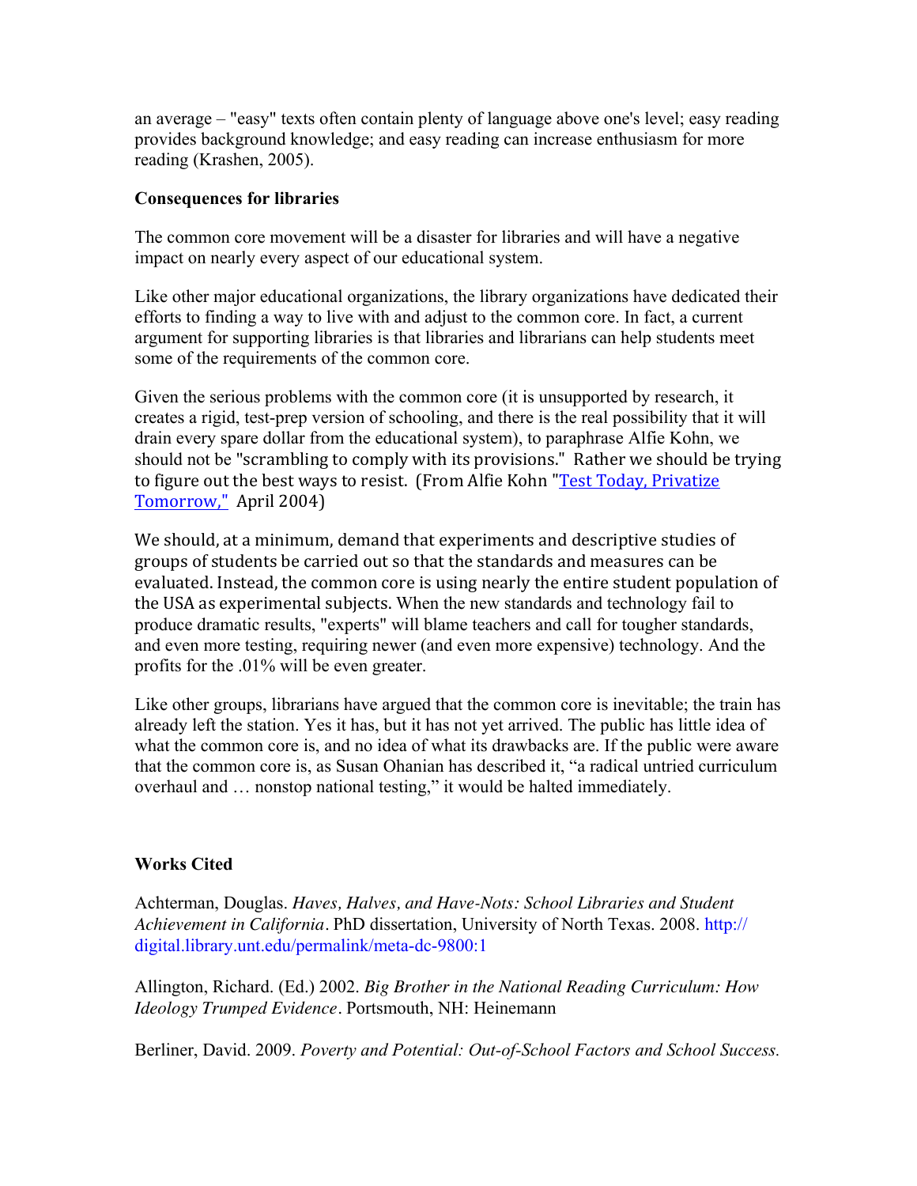an average – "easy" texts often contain plenty of language above one's level; easy reading provides background knowledge; and easy reading can increase enthusiasm for more reading (Krashen, 2005).

**Consequences for libraries**

The common core movement will be a disaster for libraries and will have a negative impact on nearly every aspect of our educational system.

Like other major educational organizations, the library organizations have dedicated their efforts to finding a way to live with and adjust to the common core. In fact, a current argument for supporting libraries is that libraries and librarians can help students meet some of the requirements of the common core.

Given the serious problems with the common core (it is unsupported by research, it creates a rigid, test-prep version of schooling, and there is the real possibility that it will drain every spare dollar from the educational system), to paraphrase Alfie Kohn, we should not be "scrambling to comply with its provisions." Rather we should be trying to figure out the best ways to resist. (From Alfie Kohn "Test Today, Privatize Tomorrow," April 2004)

We should, at a minimum, demand that experiments and descriptive studies of groups of students be carried out so that the standards and measures can be evaluated. Instead, the common core is using nearly the entire student population of the USA as experimental subjects. When the new standards and technology fail to produce dramatic results, "experts" will blame teachers and call for tougher standards, and even more testing, requiring newer (and even more expensive) technology. And the profits for the .01% will be even greater.

Like other groups, librarians have argued that the common core is inevitable; the train has already left the station. Yes it has, but it has not yet arrived. The public has little idea of what the common core is, and no idea of what its drawbacks are. If the public were aware that the common core is, as Susan Ohanian has described it, "a radical untried curriculum overhaul and … nonstop national testing," it would be halted immediately.

**Works Cited**

Achterman, Douglas. *Haves, Halves, and Have-Nots: School Libraries and Student Achievement in California*. PhD dissertation, University of North Texas. 2008. http://digital.library.unt.edu/permalink/meta-dc-9800:1

Allington, Richard. (Ed.) 2002. *Big Brother in the National Reading Curriculum: How Ideology Trumped Evidence*. Portsmouth, NH: Heinemann

Berliner, David. 2009. *Poverty and Potential: Out-of-School Factors and School Success.*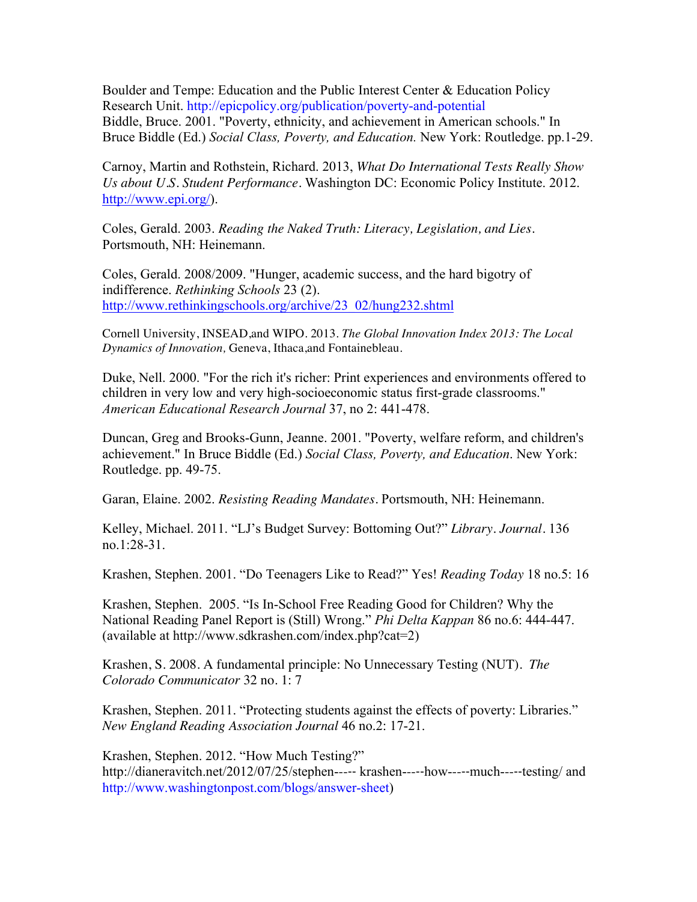Boulder and Tempe: Education and the Public Interest Center & Education Policy Research Unit. http://epicpolicy.org/publication/poverty-and-potential
Biddle, Bruce. 2001. "Poverty, ethnicity, and achievement in American schools." In Bruce Biddle (Ed.) *Social Class, Poverty, and Education.* New York: Routledge. pp.1-29.

Carnoy, Martin and Rothstein, Richard. 2013, *What Do International Tests Really Show Us about U.S. Student Performance*. Washington DC: Economic Policy Institute. 2012. http://www.epi.org/).

Coles, Gerald. 2003. *Reading the Naked Truth: Literacy, Legislation, and Lies*. Portsmouth, NH: Heinemann.

Coles, Gerald. 2008/2009. "Hunger, academic success, and the hard bigotry of indifference. *Rethinking Schools* 23 (2). http://www.rethinkingschools.org/archive/23_02/hung232.shtml

Cornell University, INSEAD,and WIPO. 2013. *The Global Innovation Index 2013: The Local Dynamics of Innovation,* Geneva, Ithaca,and Fontainebleau.

Duke, Nell. 2000. "For the rich it's richer: Print experiences and environments offered to children in very low and very high-socioeconomic status first-grade classrooms." *American Educational Research Journal* 37, no 2: 441-478.

Duncan, Greg and Brooks-Gunn, Jeanne. 2001. "Poverty, welfare reform, and children's achievement." In Bruce Biddle (Ed.) *Social Class, Poverty, and Education*. New York: Routledge. pp. 49-75.

Garan, Elaine. 2002. *Resisting Reading Mandates*. Portsmouth, NH: Heinemann.

Kelley, Michael. 2011. "LJ's Budget Survey: Bottoming Out?" *Library. Journal*. 136 no.1:28-31.

Krashen, Stephen. 2001. "Do Teenagers Like to Read?" Yes! *Reading Today* 18 no.5: 16

Krashen, Stephen. 2005. "Is In-School Free Reading Good for Children? Why the National Reading Panel Report is (Still) Wrong." *Phi Delta Kappan* 86 no.6: 444-447. (available at http://www.sdkrashen.com/index.php?cat=2)

Krashen, S. 2008. A fundamental principle: No Unnecessary Testing (NUT). *The Colorado Communicator* 32 no. 1: 7

Krashen, Stephen. 2011. "Protecting students against the effects of poverty: Libraries." *New England Reading Association Journal* 46 no.2: 17-21.

Krashen, Stephen. 2012. "How Much Testing?"
http://dianeravitch.net/2012/07/25/stephen----- krashen-----how-----much-----testing/ and http://www.washingtonpost.com/blogs/answer-sheet)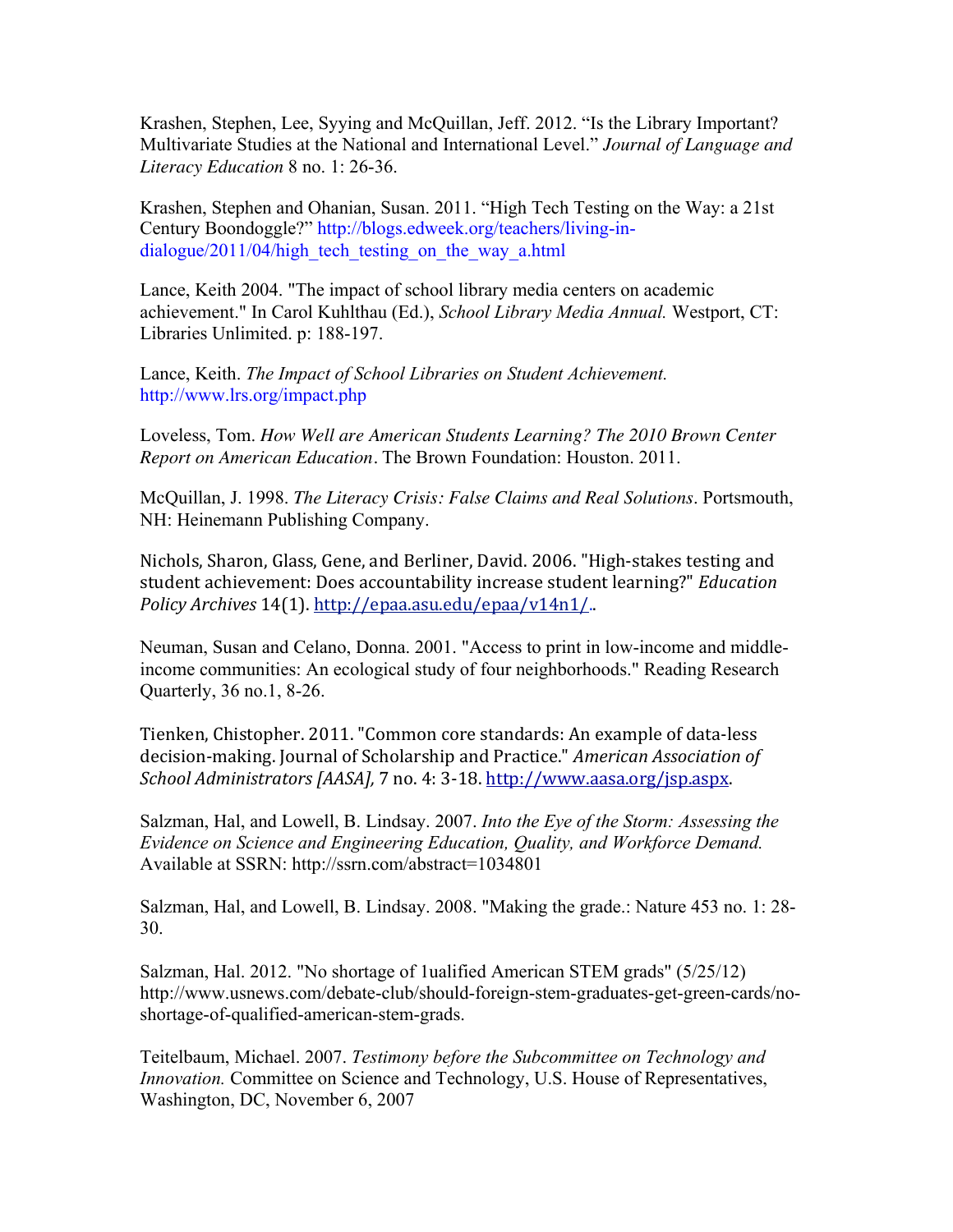Krashen, Stephen, Lee, Syying and McQuillan, Jeff. 2012. "Is the Library Important? Multivariate Studies at the National and International Level." *Journal of Language and Literacy Education* 8 no. 1: 26-36.

Krashen, Stephen and Ohanian, Susan. 2011. "High Tech Testing on the Way: a 21st Century Boondoggle?" http://blogs.edweek.org/teachers/living-in-dialogue/2011/04/high_tech_testing_on_the_way_a.html

Lance, Keith 2004. "The impact of school library media centers on academic achievement." In Carol Kuhlthau (Ed.), *School Library Media Annual.* Westport, CT: Libraries Unlimited. p: 188-197.

Lance, Keith. *The Impact of School Libraries on Student Achievement.* http://www.lrs.org/impact.php

Loveless, Tom. *How Well are American Students Learning? The 2010 Brown Center Report on American Education*. The Brown Foundation: Houston. 2011.

McQuillan, J. 1998. *The Literacy Crisis: False Claims and Real Solutions*. Portsmouth, NH: Heinemann Publishing Company.

Nichols, Sharon, Glass, Gene, and Berliner, David. 2006. "High-stakes testing and student achievement: Does accountability increase student learning?" *Education Policy Archives* 14(1). http://epaa.asu.edu/epaa/v14n1/..

Neuman, Susan and Celano, Donna. 2001. "Access to print in low-income and middle-income communities: An ecological study of four neighborhoods." Reading Research Quarterly, 36 no.1, 8-26.

Tienken, Chistopher. 2011. "Common core standards: An example of data-less decision-making. Journal of Scholarship and Practice." *American Association of School Administrators [AASA],* 7 no. 4: 3-18. http://www.aasa.org/jsp.aspx.

Salzman, Hal, and Lowell, B. Lindsay. 2007. *Into the Eye of the Storm: Assessing the Evidence on Science and Engineering Education, Quality, and Workforce Demand.* Available at SSRN: http://ssrn.com/abstract=1034801

Salzman, Hal, and Lowell, B. Lindsay. 2008. "Making the grade.: Nature 453 no. 1: 28-30.

Salzman, Hal. 2012. "No shortage of 1ualified American STEM grads" (5/25/12) http://www.usnews.com/debate-club/should-foreign-stem-graduates-get-green-cards/no-shortage-of-qualified-american-stem-grads.

Teitelbaum, Michael. 2007. *Testimony before the Subcommittee on Technology and Innovation.* Committee on Science and Technology, U.S. House of Representatives, Washington, DC, November 6, 2007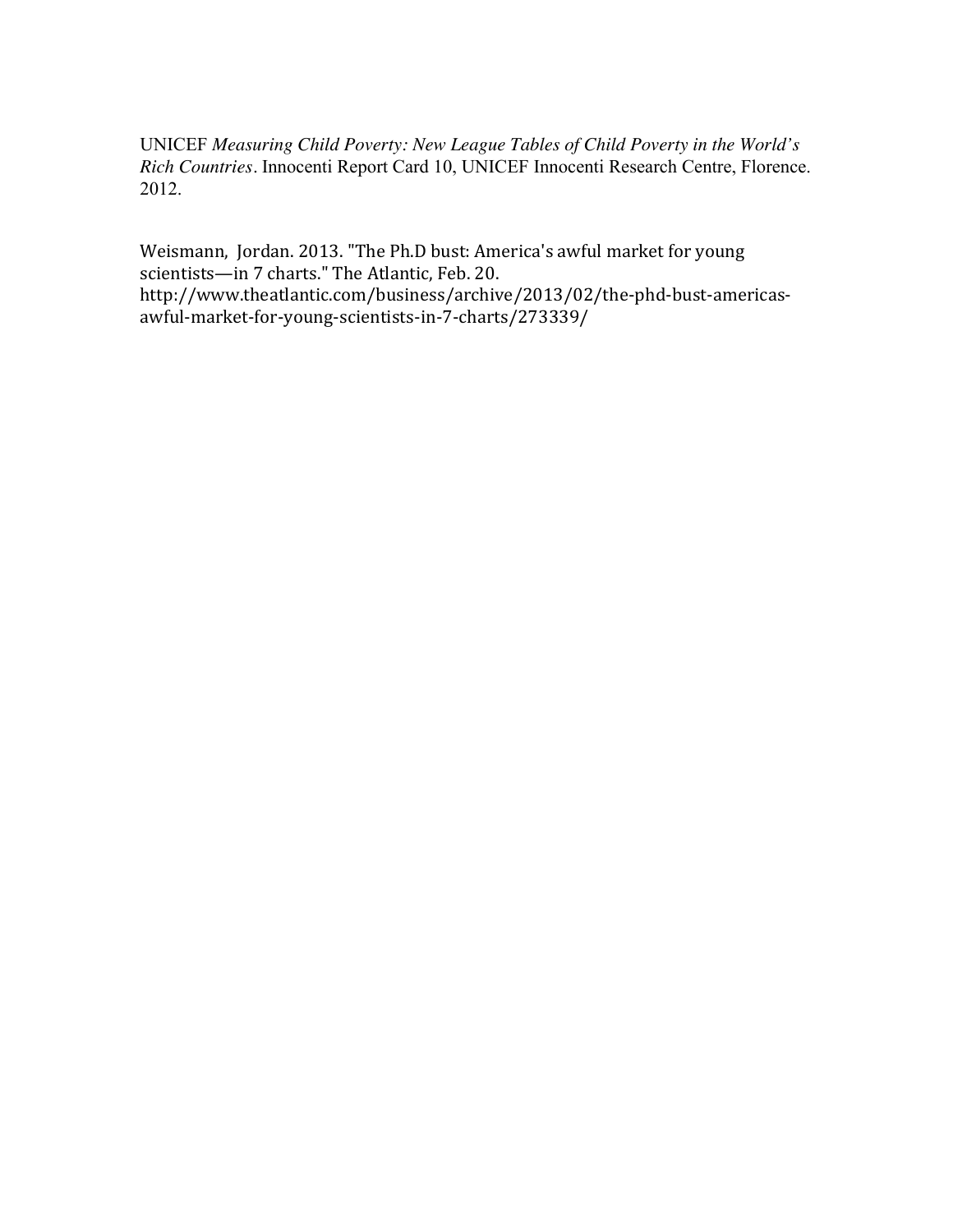UNICEF *Measuring Child Poverty: New League Tables of Child Poverty in the World's Rich Countries*. Innocenti Report Card 10, UNICEF Innocenti Research Centre, Florence. 2012.

Weismann, Jordan. 2013. "The Ph.D bust: America's awful market for young scientists—in 7 charts." The Atlantic, Feb. 20. http://www.theatlantic.com/business/archive/2013/02/the-phd-bust-americas-awful-market-for-young-scientists-in-7-charts/273339/